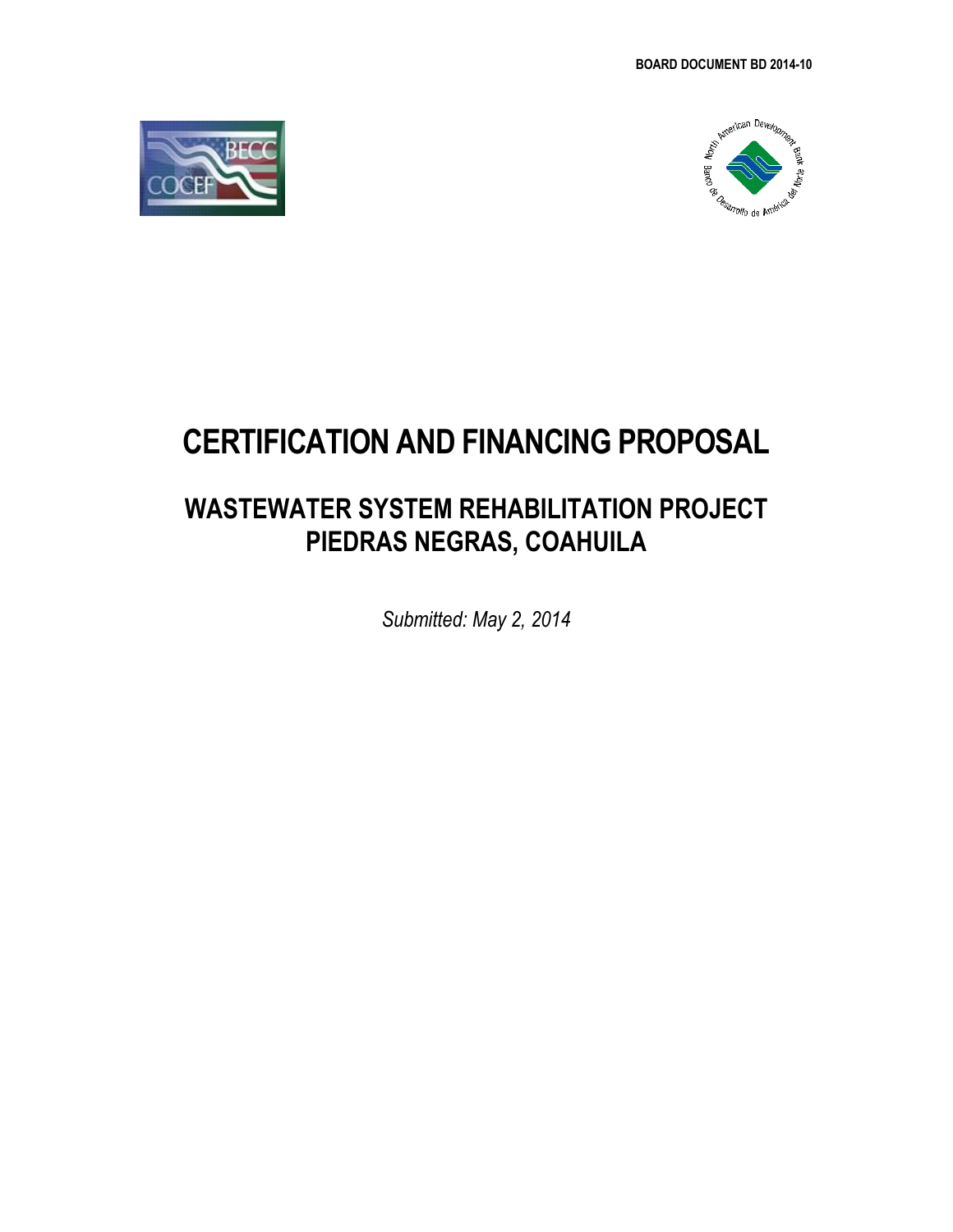BOARD DOCUMENT BD 2014-10

# CERTIFICATION AND FINANCING PROPOSAL

## WASTEWATER SYSTEM REHABILITATION PROJECT
## PIEDRAS NEGRAS, COAHUILA

*Submitted: May 2, 2014*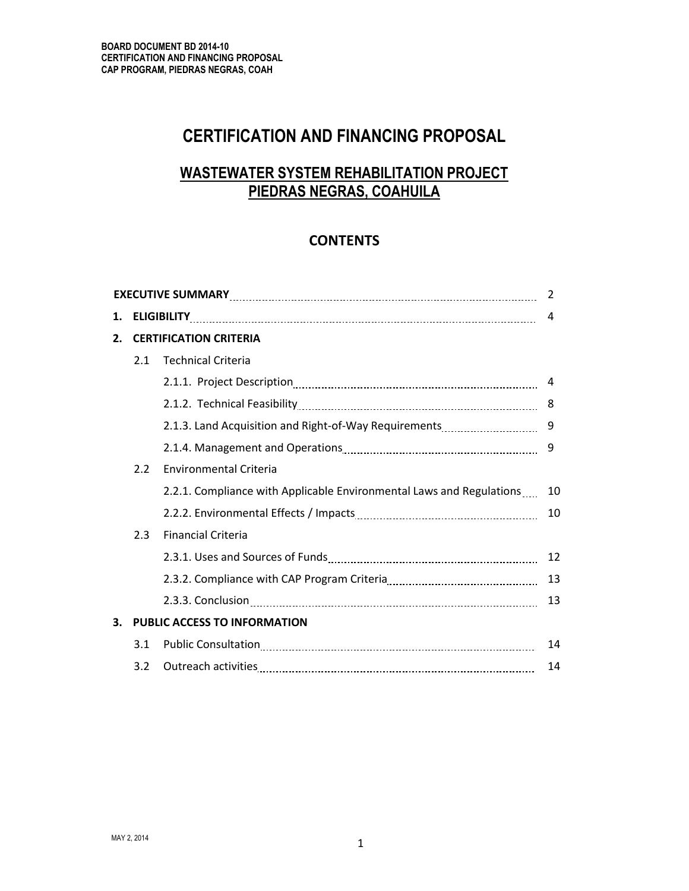# CERTIFICATION AND FINANCING PROPOSAL

## WASTEWATER SYSTEM REHABILITATION PROJECT PIEDRAS NEGRAS, COAHUILA

## CONTENTS

| | | | |
|---|---|---|---|
| | **EXECUTIVE SUMMARY** | | 2 |
| **1.** | **ELIGIBILITY** | | 4 |
| **2.** | **CERTIFICATION CRITERIA** | | |
| | 2.1 | Technical Criteria | |
| | | 2.1.1. Project Description | 4 |
| | | 2.1.2. Technical Feasibility | 8 |
| | | 2.1.3. Land Acquisition and Right-of-Way Requirements | 9 |
| | | 2.1.4. Management and Operations | 9 |
| | 2.2 | Environmental Criteria | |
| | | 2.2.1. Compliance with Applicable Environmental Laws and Regulations | 10 |
| | | 2.2.2. Environmental Effects / Impacts | 10 |
| | 2.3 | Financial Criteria | |
| | | 2.3.1. Uses and Sources of Funds | 12 |
| | | 2.3.2. Compliance with CAP Program Criteria | 13 |
| | | 2.3.3. Conclusion | 13 |
| **3.** | **PUBLIC ACCESS TO INFORMATION** | | |
| | 3.1 | Public Consultation | 14 |
| | 3.2 | Outreach activities | 14 |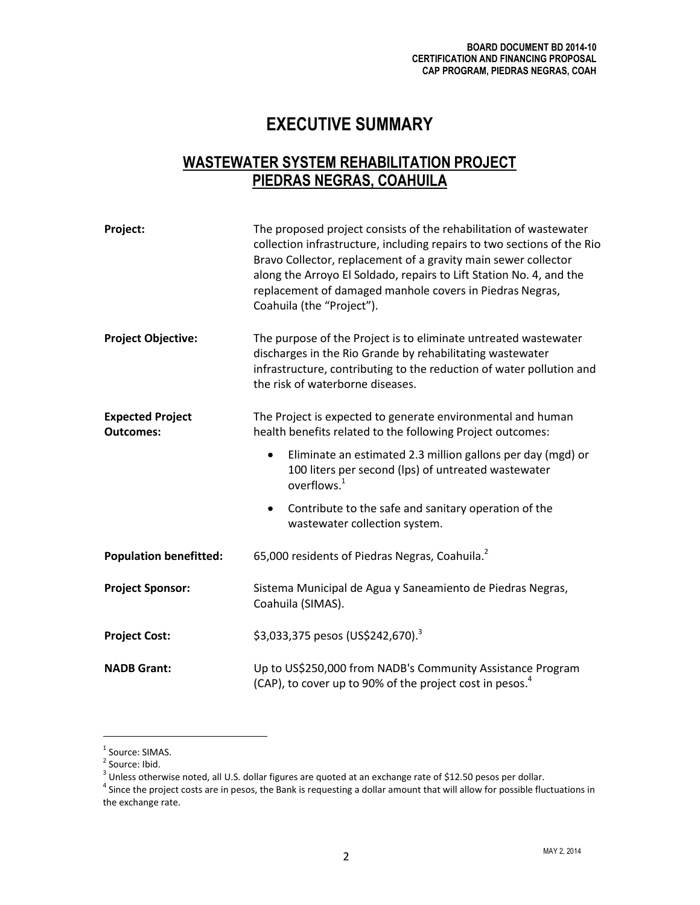# EXECUTIVE SUMMARY

## WASTEWATER SYSTEM REHABILITATION PROJECT PIEDRAS NEGRAS, COAHUILA

**Project:** The proposed project consists of the rehabilitation of wastewater collection infrastructure, including repairs to two sections of the Rio Bravo Collector, replacement of a gravity main sewer collector along the Arroyo El Soldado, repairs to Lift Station No. 4, and the replacement of damaged manhole covers in Piedras Negras, Coahuila (the "Project").

**Project Objective:** The purpose of the Project is to eliminate untreated wastewater discharges in the Rio Grande by rehabilitating wastewater infrastructure, contributing to the reduction of water pollution and the risk of waterborne diseases.

**Expected Project Outcomes:** The Project is expected to generate environmental and human health benefits related to the following Project outcomes:

- Eliminate an estimated 2.3 million gallons per day (mgd) or 100 liters per second (lps) of untreated wastewater overflows.[1]
- Contribute to the safe and sanitary operation of the wastewater collection system.

**Population benefitted:** 65,000 residents of Piedras Negras, Coahuila.[2]

**Project Sponsor:** Sistema Municipal de Agua y Saneamiento de Piedras Negras, Coahuila (SIMAS).

**Project Cost:** $3,033,375 pesos (US$242,670).[3]

**NADB Grant:** Up to US$250,000 from NADB's Community Assistance Program (CAP), to cover up to 90% of the project cost in pesos.[4]

---

[1] Source: SIMAS.
[2] Source: Ibid.
[3] Unless otherwise noted, all U.S. dollar figures are quoted at an exchange rate of $12.50 pesos per dollar.
[4] Since the project costs are in pesos, the Bank is requesting a dollar amount that will allow for possible fluctuations in the exchange rate.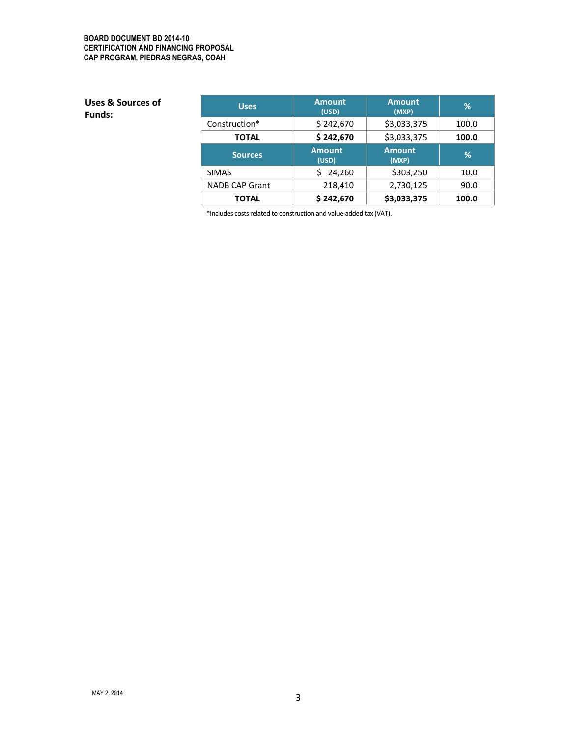**Uses & Sources of Funds:**

| Uses | Amount (USD) | Amount (MXP) | % |
|---|---|---|---|
| Construction* | $ 242,670 | $3,033,375 | 100.0 |
| **TOTAL** | **$ 242,670** | $3,033,375 | **100.0** |
| **Sources** | **Amount (USD)** | **Amount (MXP)** | **%** |
| SIMAS | $ 24,260 | $303,250 | 10.0 |
| NADB CAP Grant | 218,410 | 2,730,125 | 90.0 |
| **TOTAL** | **$ 242,670** | **$3,033,375** | **100.0** |

*Includes costs related to construction and value-added tax (VAT).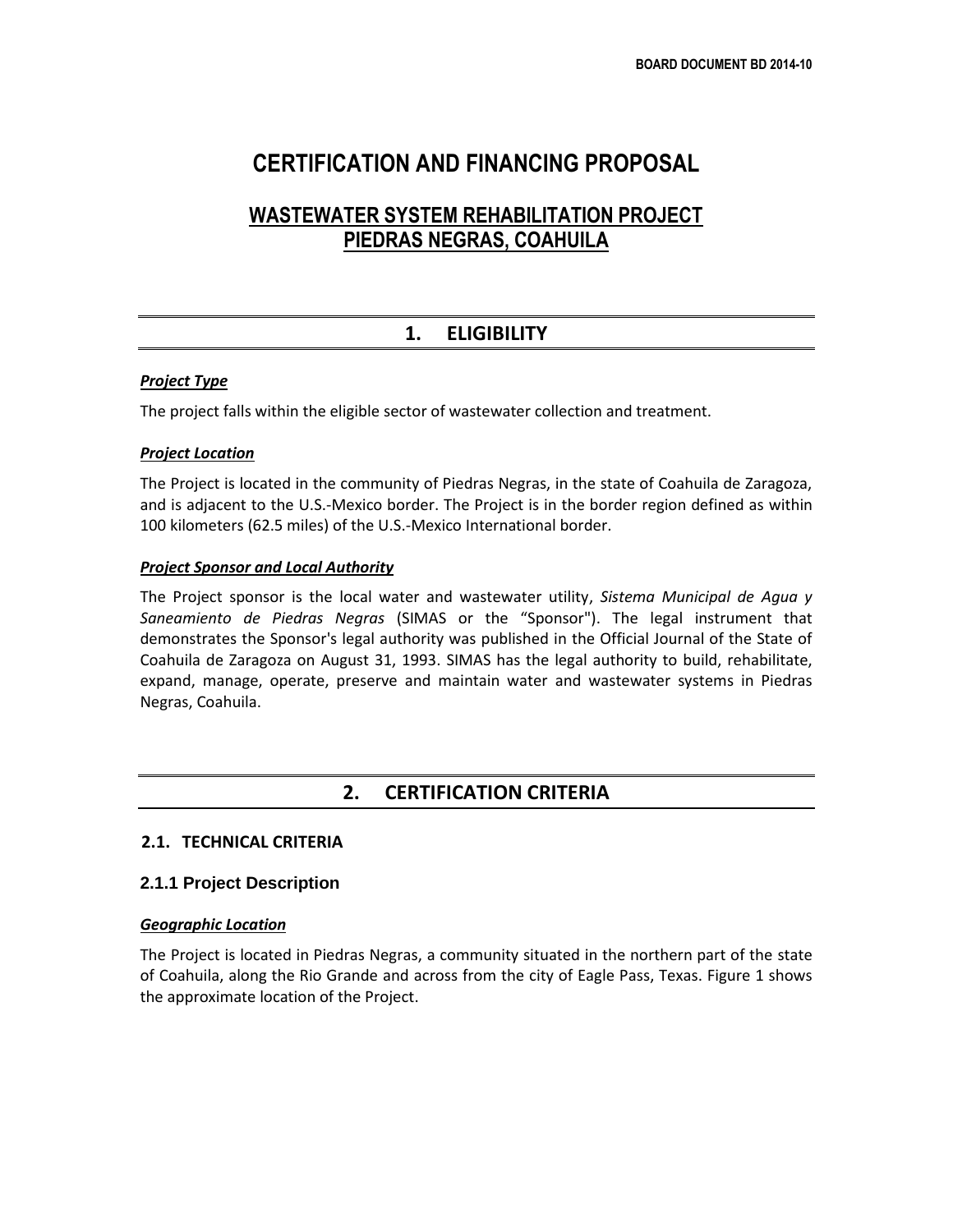# CERTIFICATION AND FINANCING PROPOSAL

## WASTEWATER SYSTEM REHABILITATION PROJECT PIEDRAS NEGRAS, COAHUILA

## 1. ELIGIBILITY

***Project Type***

The project falls within the eligible sector of wastewater collection and treatment.

***Project Location***

The Project is located in the community of Piedras Negras, in the state of Coahuila de Zaragoza, and is adjacent to the U.S.-Mexico border. The Project is in the border region defined as within 100 kilometers (62.5 miles) of the U.S.-Mexico International border.

***Project Sponsor and Local Authority***

The Project sponsor is the local water and wastewater utility, *Sistema Municipal de Agua y Saneamiento de Piedras Negras* (SIMAS or the "Sponsor"). The legal instrument that demonstrates the Sponsor's legal authority was published in the Official Journal of the State of Coahuila de Zaragoza on August 31, 1993. SIMAS has the legal authority to build, rehabilitate, expand, manage, operate, preserve and maintain water and wastewater systems in Piedras Negras, Coahuila.

## 2. CERTIFICATION CRITERIA

### 2.1. TECHNICAL CRITERIA

### 2.1.1 Project Description

***Geographic Location***

The Project is located in Piedras Negras, a community situated in the northern part of the state of Coahuila, along the Rio Grande and across from the city of Eagle Pass, Texas. Figure 1 shows the approximate location of the Project.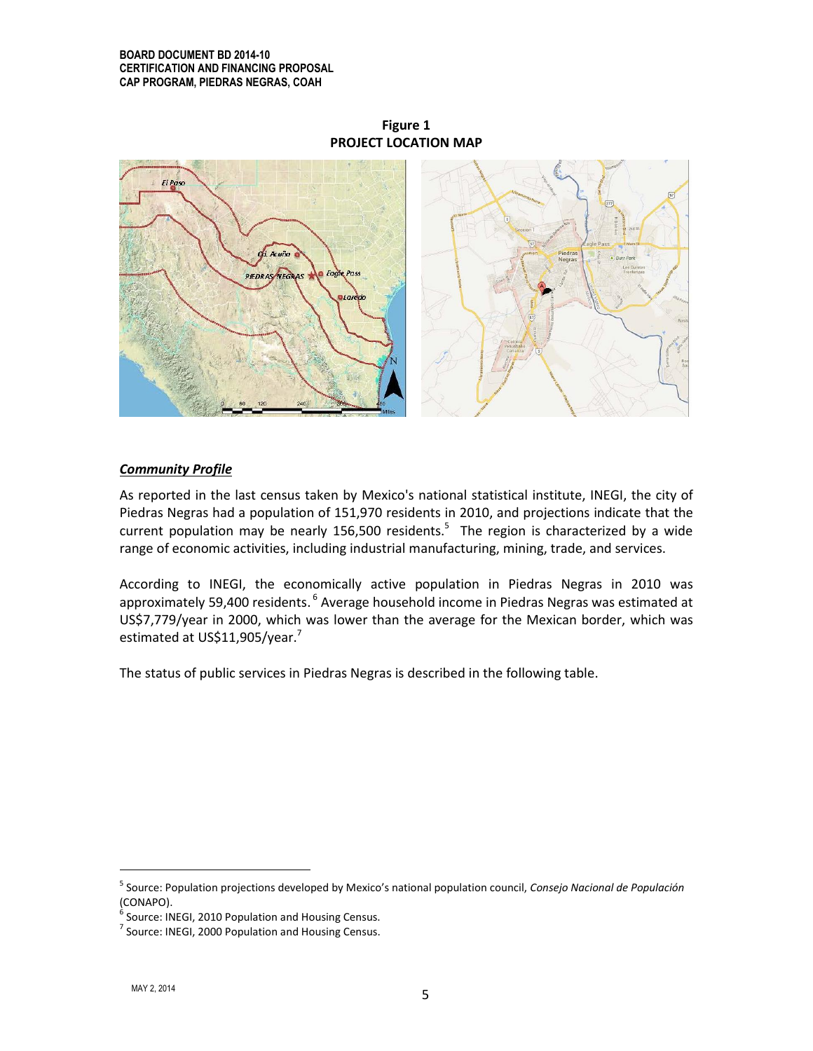**Figure 1**
**PROJECT LOCATION MAP**

### *Community Profile*

As reported in the last census taken by Mexico's national statistical institute, INEGI, the city of Piedras Negras had a population of 151,970 residents in 2010, and projections indicate that the current population may be nearly 156,500 residents.[5] The region is characterized by a wide range of economic activities, including industrial manufacturing, mining, trade, and services.

According to INEGI, the economically active population in Piedras Negras in 2010 was approximately 59,400 residents.[6] Average household income in Piedras Negras was estimated at US$7,779/year in 2000, which was lower than the average for the Mexican border, which was estimated at US$11,905/year.[7]

The status of public services in Piedras Negras is described in the following table.

---

[5] Source: Population projections developed by Mexico's national population council, *Consejo Nacional de Población* (CONAPO).

[6] Source: INEGI, 2010 Population and Housing Census.

[7] Source: INEGI, 2000 Population and Housing Census.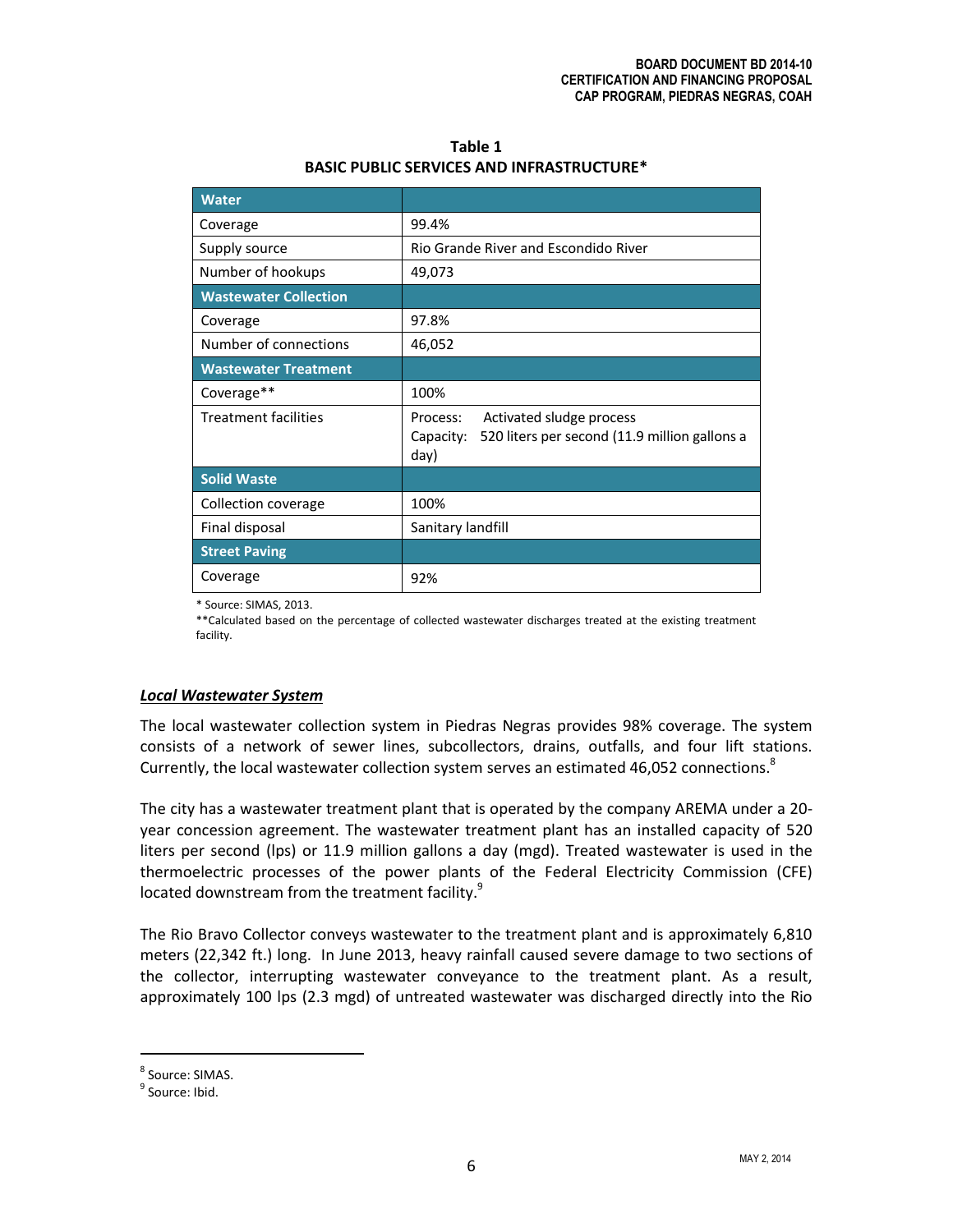**Table 1**
**BASIC PUBLIC SERVICES AND INFRASTRUCTURE***

| **Water** | |
|---|---|
| Coverage | 99.4% |
| Supply source | Rio Grande River and Escondido River |
| Number of hookups | 49,073 |
| **Wastewater Collection** | |
| Coverage | 97.8% |
| Number of connections | 46,052 |
| **Wastewater Treatment** | |
| Coverage** | 100% |
| Treatment facilities | Process: Activated sludge process<br>Capacity: 520 liters per second (11.9 million gallons a day) |
| **Solid Waste** | |
| Collection coverage | 100% |
| Final disposal | Sanitary landfill |
| **Street Paving** | |
| Coverage | 92% |

* Source: SIMAS, 2013.
**Calculated based on the percentage of collected wastewater discharges treated at the existing treatment facility.

***Local Wastewater System***

The local wastewater collection system in Piedras Negras provides 98% coverage. The system consists of a network of sewer lines, subcollectors, drains, outfalls, and four lift stations. Currently, the local wastewater collection system serves an estimated 46,052 connections.[8]

The city has a wastewater treatment plant that is operated by the company AREMA under a 20-year concession agreement. The wastewater treatment plant has an installed capacity of 520 liters per second (lps) or 11.9 million gallons a day (mgd). Treated wastewater is used in the thermoelectric processes of the power plants of the Federal Electricity Commission (CFE) located downstream from the treatment facility.[9]

The Rio Bravo Collector conveys wastewater to the treatment plant and is approximately 6,810 meters (22,342 ft.) long. In June 2013, heavy rainfall caused severe damage to two sections of the collector, interrupting wastewater conveyance to the treatment plant. As a result, approximately 100 lps (2.3 mgd) of untreated wastewater was discharged directly into the Rio

[8] Source: SIMAS.
[9] Source: Ibid.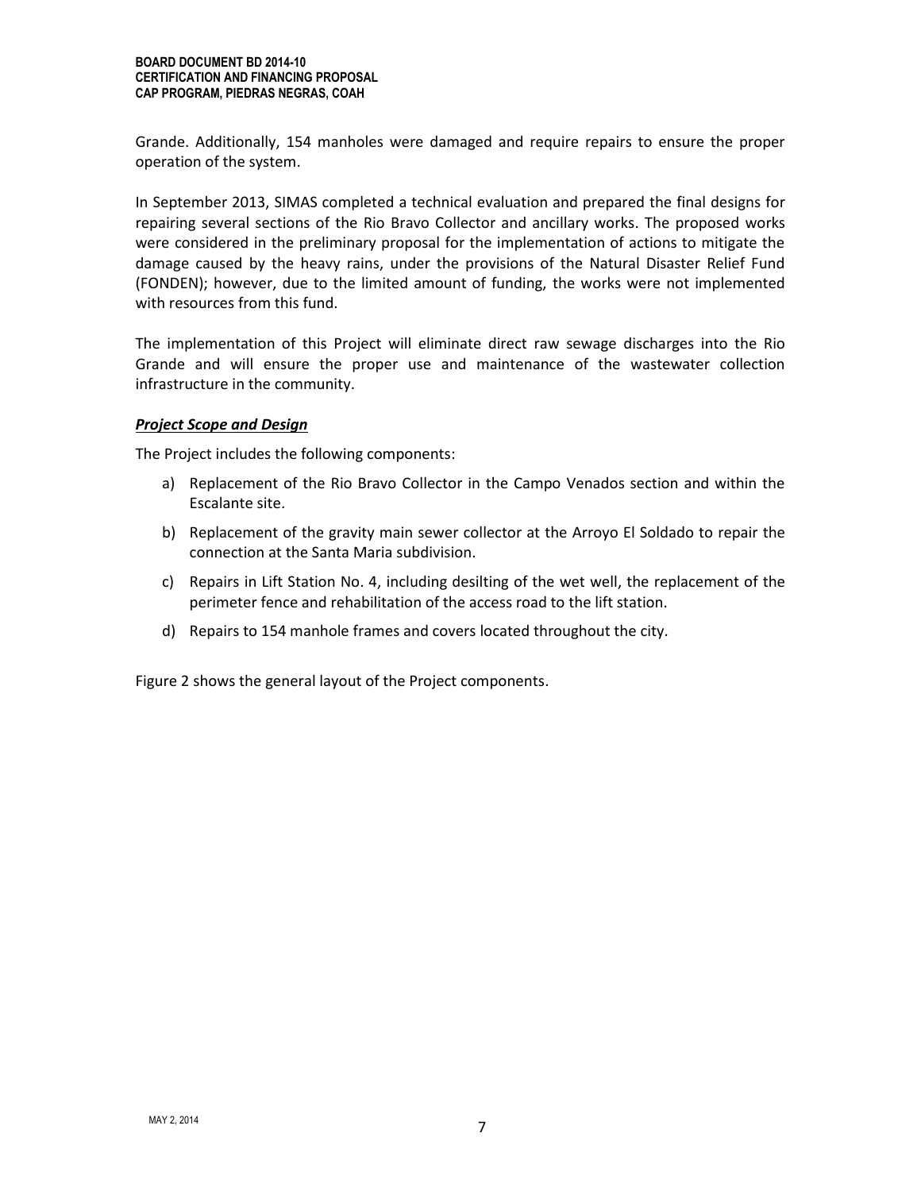Grande. Additionally, 154 manholes were damaged and require repairs to ensure the proper operation of the system.

In September 2013, SIMAS completed a technical evaluation and prepared the final designs for repairing several sections of the Rio Bravo Collector and ancillary works. The proposed works were considered in the preliminary proposal for the implementation of actions to mitigate the damage caused by the heavy rains, under the provisions of the Natural Disaster Relief Fund (FONDEN); however, due to the limited amount of funding, the works were not implemented with resources from this fund.

The implementation of this Project will eliminate direct raw sewage discharges into the Rio Grande and will ensure the proper use and maintenance of the wastewater collection infrastructure in the community.

***Project Scope and Design***

The Project includes the following components:

a) Replacement of the Rio Bravo Collector in the Campo Venados section and within the Escalante site.
b) Replacement of the gravity main sewer collector at the Arroyo El Soldado to repair the connection at the Santa Maria subdivision.
c) Repairs in Lift Station No. 4, including desilting of the wet well, the replacement of the perimeter fence and rehabilitation of the access road to the lift station.
d) Repairs to 154 manhole frames and covers located throughout the city.

Figure 2 shows the general layout of the Project components.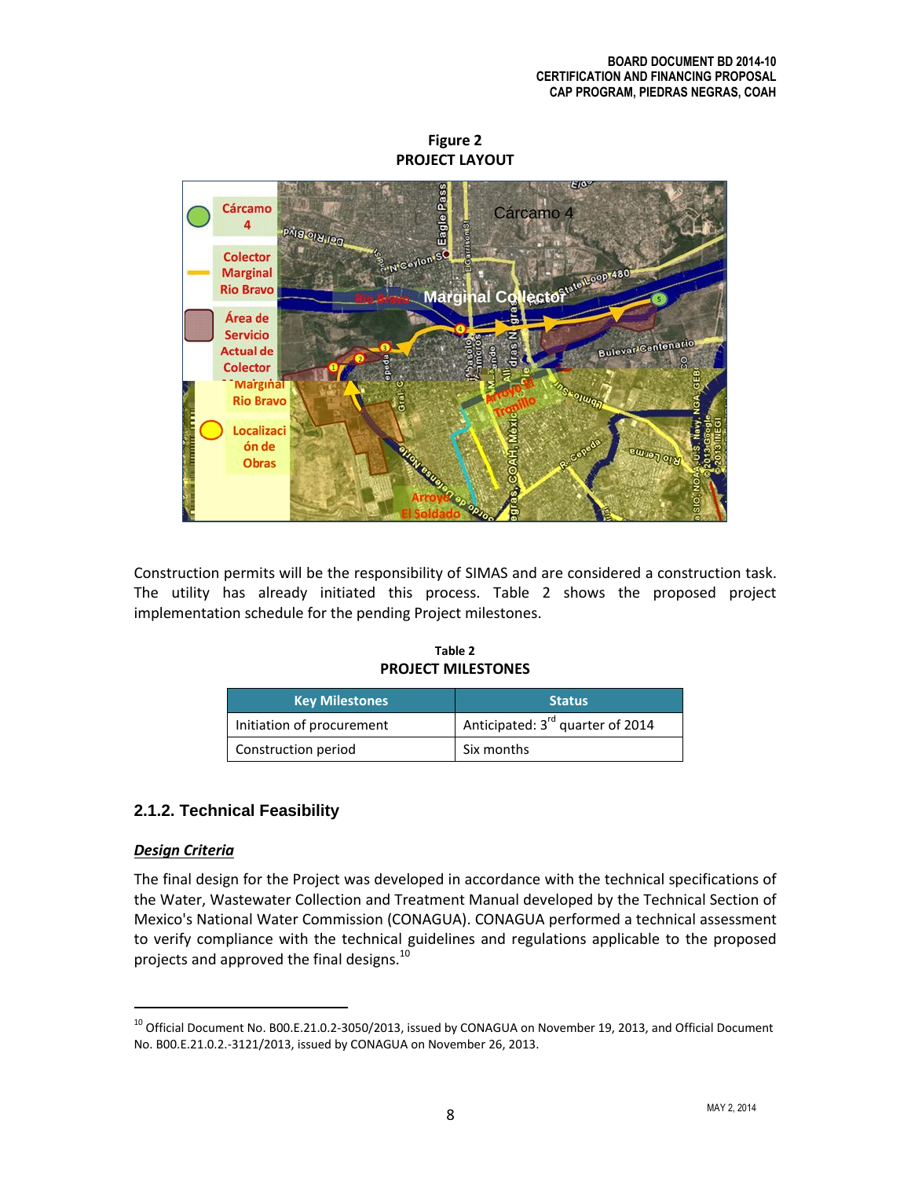**Figure 2**
**PROJECT LAYOUT**

Construction permits will be the responsibility of SIMAS and are considered a construction task. The utility has already initiated this process. Table 2 shows the proposed project implementation schedule for the pending Project milestones.

**Table 2**
**PROJECT MILESTONES**

| Key Milestones | Status |
|---|---|
| Initiation of procurement | Anticipated: 3rd quarter of 2014 |
| Construction period | Six months |

### 2.1.2. Technical Feasibility

***Design Criteria***

The final design for the Project was developed in accordance with the technical specifications of the Water, Wastewater Collection and Treatment Manual developed by the Technical Section of Mexico's National Water Commission (CONAGUA). CONAGUA performed a technical assessment to verify compliance with the technical guidelines and regulations applicable to the proposed projects and approved the final designs.[10]

---

[10] Official Document No. B00.E.21.0.2-3050/2013, issued by CONAGUA on November 19, 2013, and Official Document No. B00.E.21.0.2.-3121/2013, issued by CONAGUA on November 26, 2013.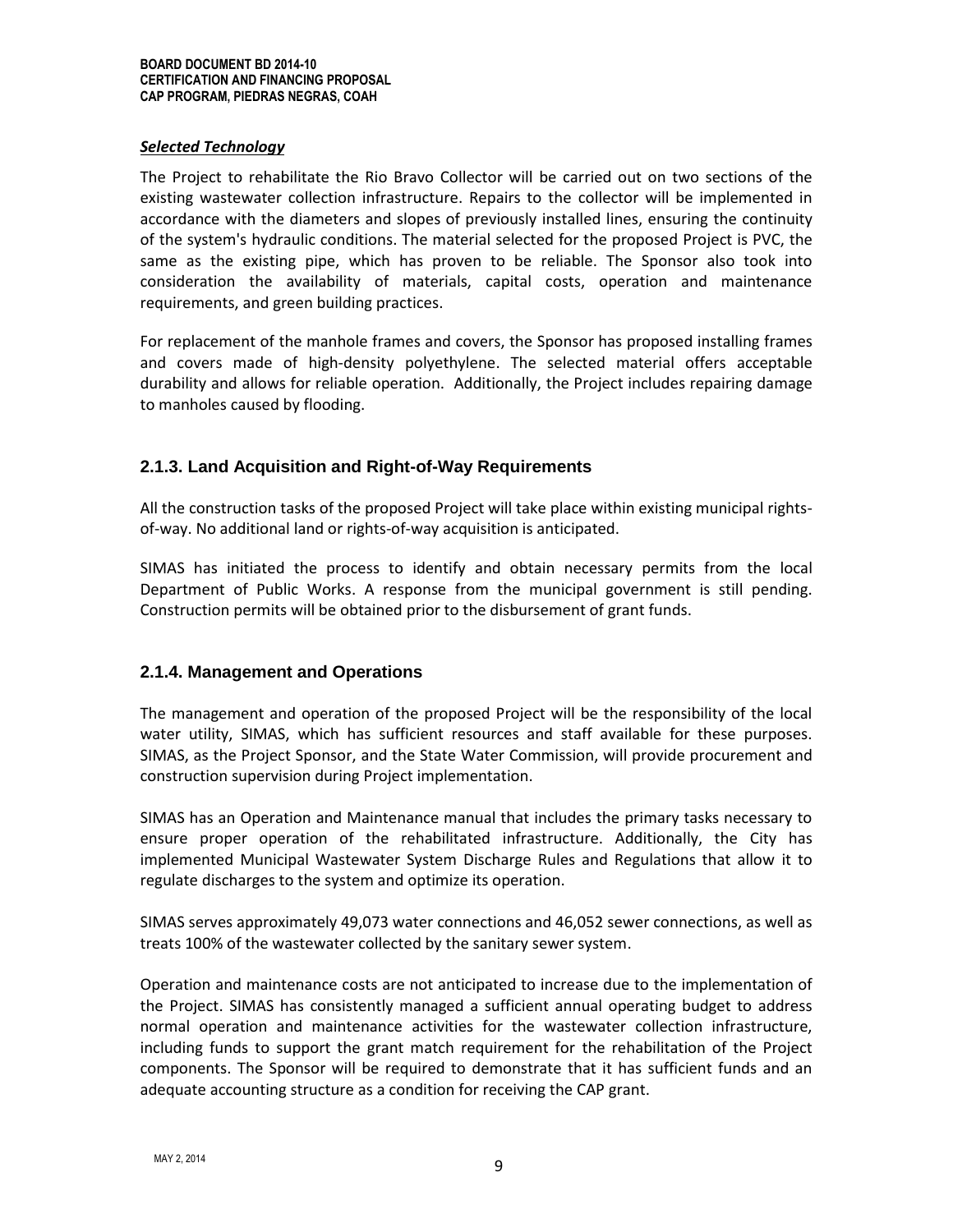***Selected Technology***

The Project to rehabilitate the Rio Bravo Collector will be carried out on two sections of the existing wastewater collection infrastructure. Repairs to the collector will be implemented in accordance with the diameters and slopes of previously installed lines, ensuring the continuity of the system's hydraulic conditions. The material selected for the proposed Project is PVC, the same as the existing pipe, which has proven to be reliable. The Sponsor also took into consideration the availability of materials, capital costs, operation and maintenance requirements, and green building practices.

For replacement of the manhole frames and covers, the Sponsor has proposed installing frames and covers made of high-density polyethylene. The selected material offers acceptable durability and allows for reliable operation. Additionally, the Project includes repairing damage to manholes caused by flooding.

### 2.1.3. Land Acquisition and Right-of-Way Requirements

All the construction tasks of the proposed Project will take place within existing municipal rights-of-way. No additional land or rights-of-way acquisition is anticipated.

SIMAS has initiated the process to identify and obtain necessary permits from the local Department of Public Works. A response from the municipal government is still pending. Construction permits will be obtained prior to the disbursement of grant funds.

### 2.1.4. Management and Operations

The management and operation of the proposed Project will be the responsibility of the local water utility, SIMAS, which has sufficient resources and staff available for these purposes. SIMAS, as the Project Sponsor, and the State Water Commission, will provide procurement and construction supervision during Project implementation.

SIMAS has an Operation and Maintenance manual that includes the primary tasks necessary to ensure proper operation of the rehabilitated infrastructure. Additionally, the City has implemented Municipal Wastewater System Discharge Rules and Regulations that allow it to regulate discharges to the system and optimize its operation.

SIMAS serves approximately 49,073 water connections and 46,052 sewer connections, as well as treats 100% of the wastewater collected by the sanitary sewer system.

Operation and maintenance costs are not anticipated to increase due to the implementation of the Project. SIMAS has consistently managed a sufficient annual operating budget to address normal operation and maintenance activities for the wastewater collection infrastructure, including funds to support the grant match requirement for the rehabilitation of the Project components. The Sponsor will be required to demonstrate that it has sufficient funds and an adequate accounting structure as a condition for receiving the CAP grant.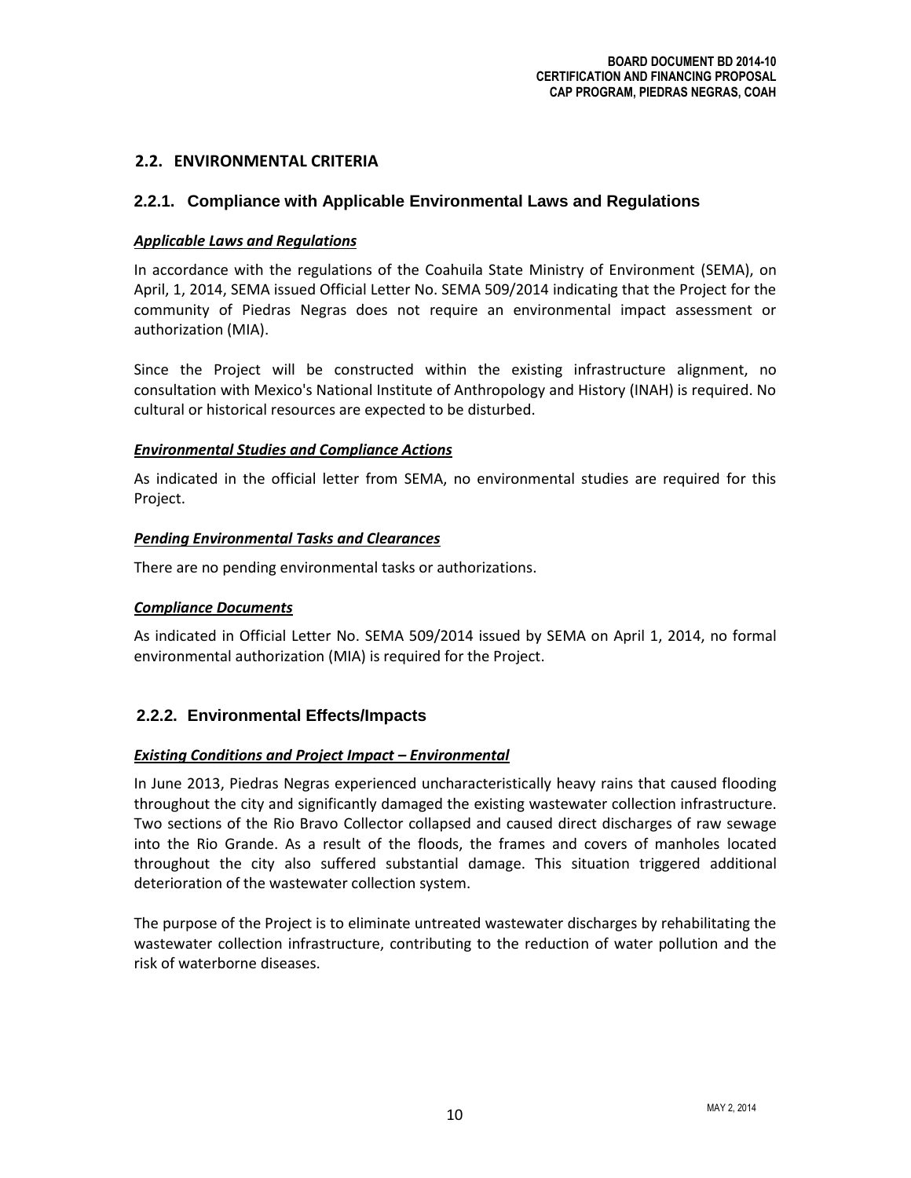## 2.2. ENVIRONMENTAL CRITERIA

### 2.2.1. Compliance with Applicable Environmental Laws and Regulations

***Applicable Laws and Regulations***

In accordance with the regulations of the Coahuila State Ministry of Environment (SEMA), on April, 1, 2014, SEMA issued Official Letter No. SEMA 509/2014 indicating that the Project for the community of Piedras Negras does not require an environmental impact assessment or authorization (MIA).

Since the Project will be constructed within the existing infrastructure alignment, no consultation with Mexico's National Institute of Anthropology and History (INAH) is required. No cultural or historical resources are expected to be disturbed.

***Environmental Studies and Compliance Actions***

As indicated in the official letter from SEMA, no environmental studies are required for this Project.

***Pending Environmental Tasks and Clearances***

There are no pending environmental tasks or authorizations.

***Compliance Documents***

As indicated in Official Letter No. SEMA 509/2014 issued by SEMA on April 1, 2014, no formal environmental authorization (MIA) is required for the Project.

### 2.2.2. Environmental Effects/Impacts

***Existing Conditions and Project Impact – Environmental***

In June 2013, Piedras Negras experienced uncharacteristically heavy rains that caused flooding throughout the city and significantly damaged the existing wastewater collection infrastructure. Two sections of the Rio Bravo Collector collapsed and caused direct discharges of raw sewage into the Rio Grande. As a result of the floods, the frames and covers of manholes located throughout the city also suffered substantial damage. This situation triggered additional deterioration of the wastewater collection system.

The purpose of the Project is to eliminate untreated wastewater discharges by rehabilitating the wastewater collection infrastructure, contributing to the reduction of water pollution and the risk of waterborne diseases.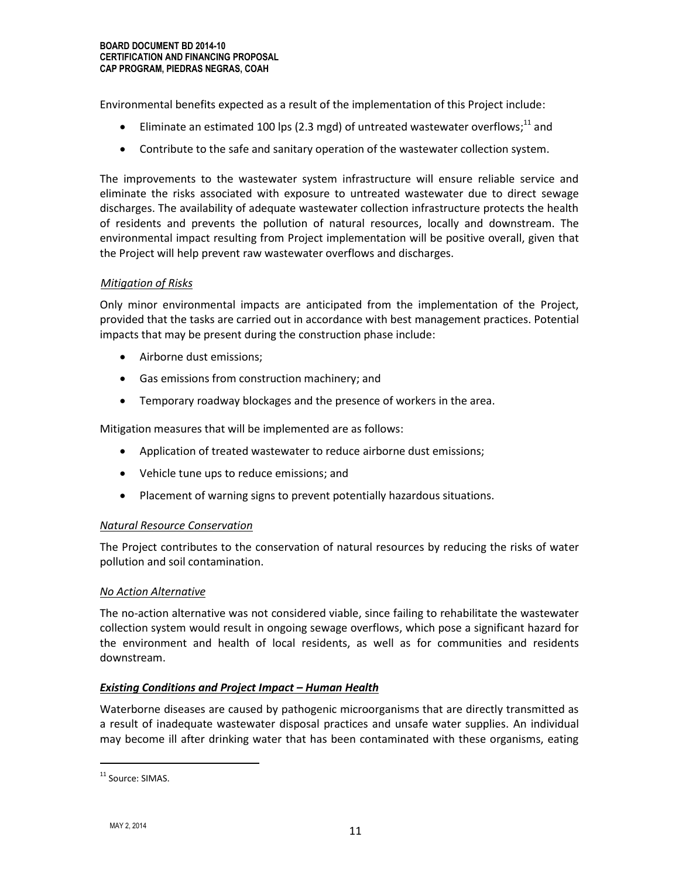Environmental benefits expected as a result of the implementation of this Project include:

- Eliminate an estimated 100 lps (2.3 mgd) of untreated wastewater overflows;[11] and
- Contribute to the safe and sanitary operation of the wastewater collection system.

The improvements to the wastewater system infrastructure will ensure reliable service and eliminate the risks associated with exposure to untreated wastewater due to direct sewage discharges. The availability of adequate wastewater collection infrastructure protects the health of residents and prevents the pollution of natural resources, locally and downstream. The environmental impact resulting from Project implementation will be positive overall, given that the Project will help prevent raw wastewater overflows and discharges.

*Mitigation of Risks*

Only minor environmental impacts are anticipated from the implementation of the Project, provided that the tasks are carried out in accordance with best management practices. Potential impacts that may be present during the construction phase include:

- Airborne dust emissions;
- Gas emissions from construction machinery; and
- Temporary roadway blockages and the presence of workers in the area.

Mitigation measures that will be implemented are as follows:

- Application of treated wastewater to reduce airborne dust emissions;
- Vehicle tune ups to reduce emissions; and
- Placement of warning signs to prevent potentially hazardous situations.

*Natural Resource Conservation*

The Project contributes to the conservation of natural resources by reducing the risks of water pollution and soil contamination.

*No Action Alternative*

The no-action alternative was not considered viable, since failing to rehabilitate the wastewater collection system would result in ongoing sewage overflows, which pose a significant hazard for the environment and health of local residents, as well as for communities and residents downstream.

***Existing Conditions and Project Impact – Human Health***

Waterborne diseases are caused by pathogenic microorganisms that are directly transmitted as a result of inadequate wastewater disposal practices and unsafe water supplies. An individual may become ill after drinking water that has been contaminated with these organisms, eating

[11] Source: SIMAS.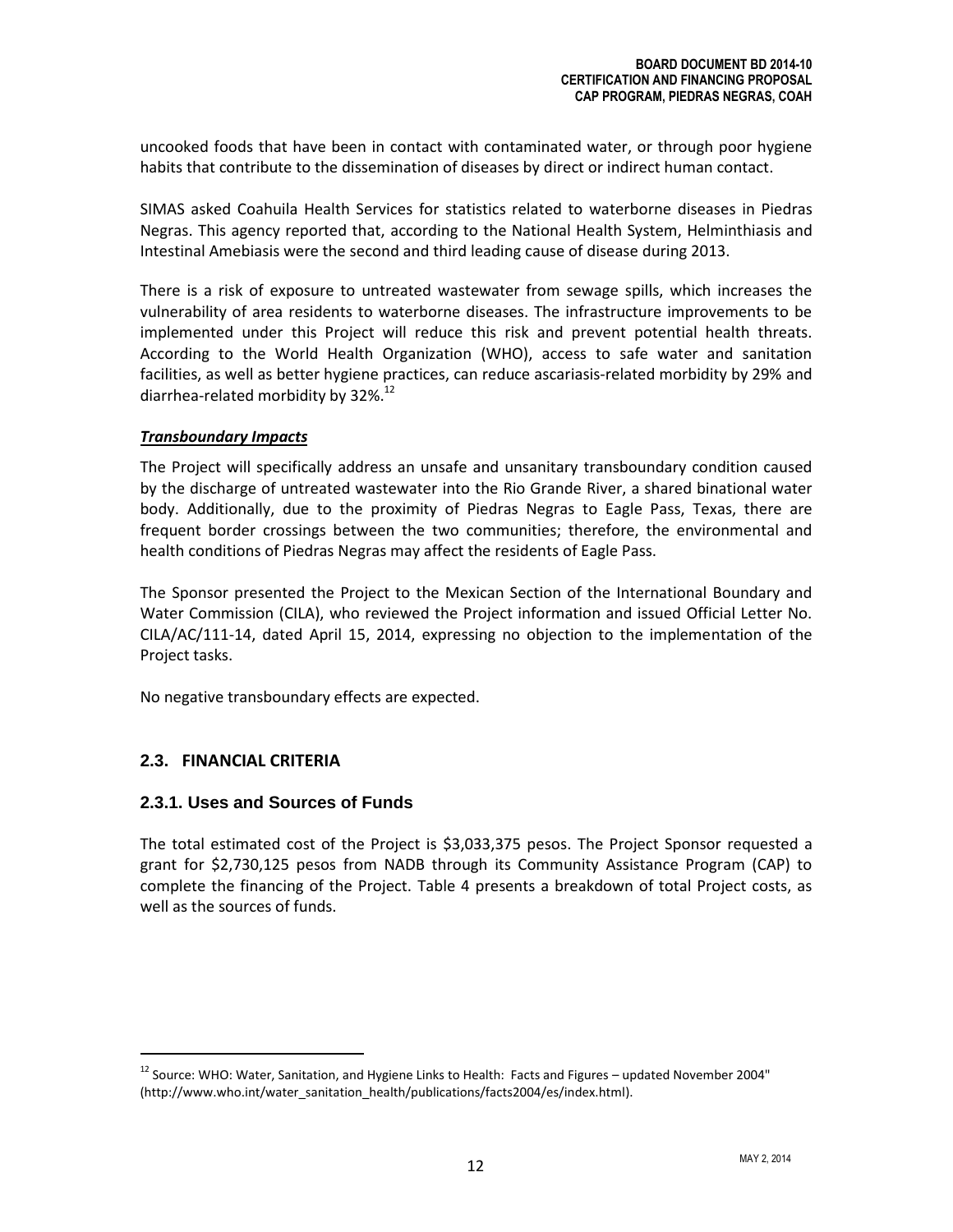uncooked foods that have been in contact with contaminated water, or through poor hygiene habits that contribute to the dissemination of diseases by direct or indirect human contact.

SIMAS asked Coahuila Health Services for statistics related to waterborne diseases in Piedras Negras. This agency reported that, according to the National Health System, Helminthiasis and Intestinal Amebiasis were the second and third leading cause of disease during 2013.

There is a risk of exposure to untreated wastewater from sewage spills, which increases the vulnerability of area residents to waterborne diseases. The infrastructure improvements to be implemented under this Project will reduce this risk and prevent potential health threats. According to the World Health Organization (WHO), access to safe water and sanitation facilities, as well as better hygiene practices, can reduce ascariasis-related morbidity by 29% and diarrhea-related morbidity by 32%.[12]

***Transboundary Impacts***

The Project will specifically address an unsafe and unsanitary transboundary condition caused by the discharge of untreated wastewater into the Rio Grande River, a shared binational water body. Additionally, due to the proximity of Piedras Negras to Eagle Pass, Texas, there are frequent border crossings between the two communities; therefore, the environmental and health conditions of Piedras Negras may affect the residents of Eagle Pass.

The Sponsor presented the Project to the Mexican Section of the International Boundary and Water Commission (CILA), who reviewed the Project information and issued Official Letter No. CILA/AC/111-14, dated April 15, 2014, expressing no objection to the implementation of the Project tasks.

No negative transboundary effects are expected.

## 2.3. FINANCIAL CRITERIA

### 2.3.1. Uses and Sources of Funds

The total estimated cost of the Project is $3,033,375 pesos. The Project Sponsor requested a grant for $2,730,125 pesos from NADB through its Community Assistance Program (CAP) to complete the financing of the Project. Table 4 presents a breakdown of total Project costs, as well as the sources of funds.

---

[12] Source: WHO: Water, Sanitation, and Hygiene Links to Health: Facts and Figures – updated November 2004" (http://www.who.int/water_sanitation_health/publications/facts2004/es/index.html).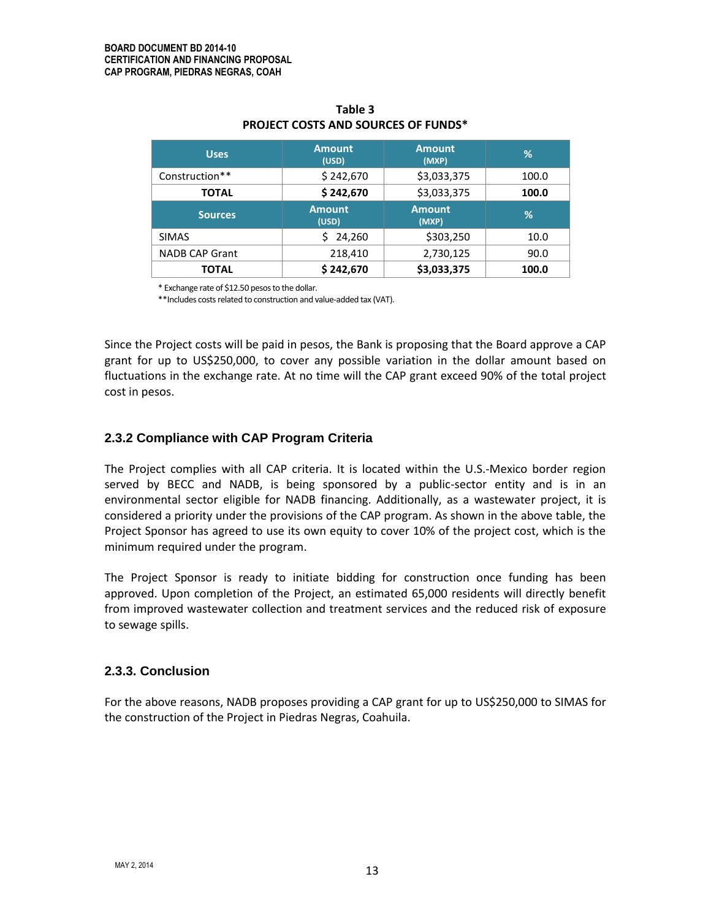**Table 3**
**PROJECT COSTS AND SOURCES OF FUNDS***

| Uses | Amount (USD) | Amount (MXP) | % |
|---|---|---|---|
| Construction** | $ 242,670 | $3,033,375 | 100.0 |
| **TOTAL** | **$ 242,670** | $3,033,375 | **100.0** |
| **Sources** | **Amount (USD)** | **Amount (MXP)** | **%** |
| SIMAS | $ 24,260 | $303,250 | 10.0 |
| NADB CAP Grant | 218,410 | 2,730,125 | 90.0 |
| **TOTAL** | **$ 242,670** | **$3,033,375** | **100.0** |

\* Exchange rate of $12.50 pesos to the dollar.
\*\*Includes costs related to construction and value-added tax (VAT).

Since the Project costs will be paid in pesos, the Bank is proposing that the Board approve a CAP grant for up to US$250,000, to cover any possible variation in the dollar amount based on fluctuations in the exchange rate. At no time will the CAP grant exceed 90% of the total project cost in pesos.

### 2.3.2 Compliance with CAP Program Criteria

The Project complies with all CAP criteria. It is located within the U.S.-Mexico border region served by BECC and NADB, is being sponsored by a public-sector entity and is in an environmental sector eligible for NADB financing. Additionally, as a wastewater project, it is considered a priority under the provisions of the CAP program. As shown in the above table, the Project Sponsor has agreed to use its own equity to cover 10% of the project cost, which is the minimum required under the program.

The Project Sponsor is ready to initiate bidding for construction once funding has been approved. Upon completion of the Project, an estimated 65,000 residents will directly benefit from improved wastewater collection and treatment services and the reduced risk of exposure to sewage spills.

### 2.3.3. Conclusion

For the above reasons, NADB proposes providing a CAP grant for up to US$250,000 to SIMAS for the construction of the Project in Piedras Negras, Coahuila.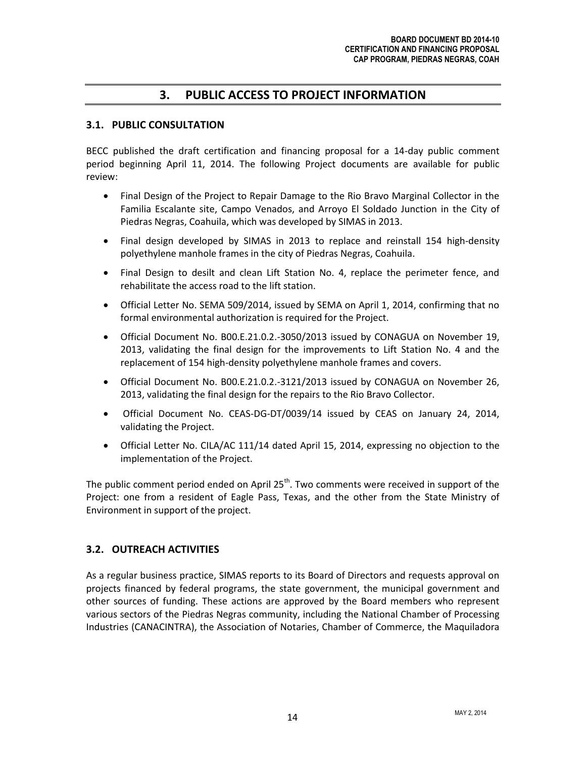# 3. PUBLIC ACCESS TO PROJECT INFORMATION

## 3.1. PUBLIC CONSULTATION

BECC published the draft certification and financing proposal for a 14-day public comment period beginning April 11, 2014. The following Project documents are available for public review:

- Final Design of the Project to Repair Damage to the Rio Bravo Marginal Collector in the Familia Escalante site, Campo Venados, and Arroyo El Soldado Junction in the City of Piedras Negras, Coahuila, which was developed by SIMAS in 2013.
- Final design developed by SIMAS in 2013 to replace and reinstall 154 high-density polyethylene manhole frames in the city of Piedras Negras, Coahuila.
- Final Design to desilt and clean Lift Station No. 4, replace the perimeter fence, and rehabilitate the access road to the lift station.
- Official Letter No. SEMA 509/2014, issued by SEMA on April 1, 2014, confirming that no formal environmental authorization is required for the Project.
- Official Document No. B00.E.21.0.2.-3050/2013 issued by CONAGUA on November 19, 2013, validating the final design for the improvements to Lift Station No. 4 and the replacement of 154 high-density polyethylene manhole frames and covers.
- Official Document No. B00.E.21.0.2.-3121/2013 issued by CONAGUA on November 26, 2013, validating the final design for the repairs to the Rio Bravo Collector.
- Official Document No. CEAS-DG-DT/0039/14 issued by CEAS on January 24, 2014, validating the Project.
- Official Letter No. CILA/AC 111/14 dated April 15, 2014, expressing no objection to the implementation of the Project.

The public comment period ended on April 25th. Two comments were received in support of the Project: one from a resident of Eagle Pass, Texas, and the other from the State Ministry of Environment in support of the project.

## 3.2. OUTREACH ACTIVITIES

As a regular business practice, SIMAS reports to its Board of Directors and requests approval on projects financed by federal programs, the state government, the municipal government and other sources of funding. These actions are approved by the Board members who represent various sectors of the Piedras Negras community, including the National Chamber of Processing Industries (CANACINTRA), the Association of Notaries, Chamber of Commerce, the Maquiladora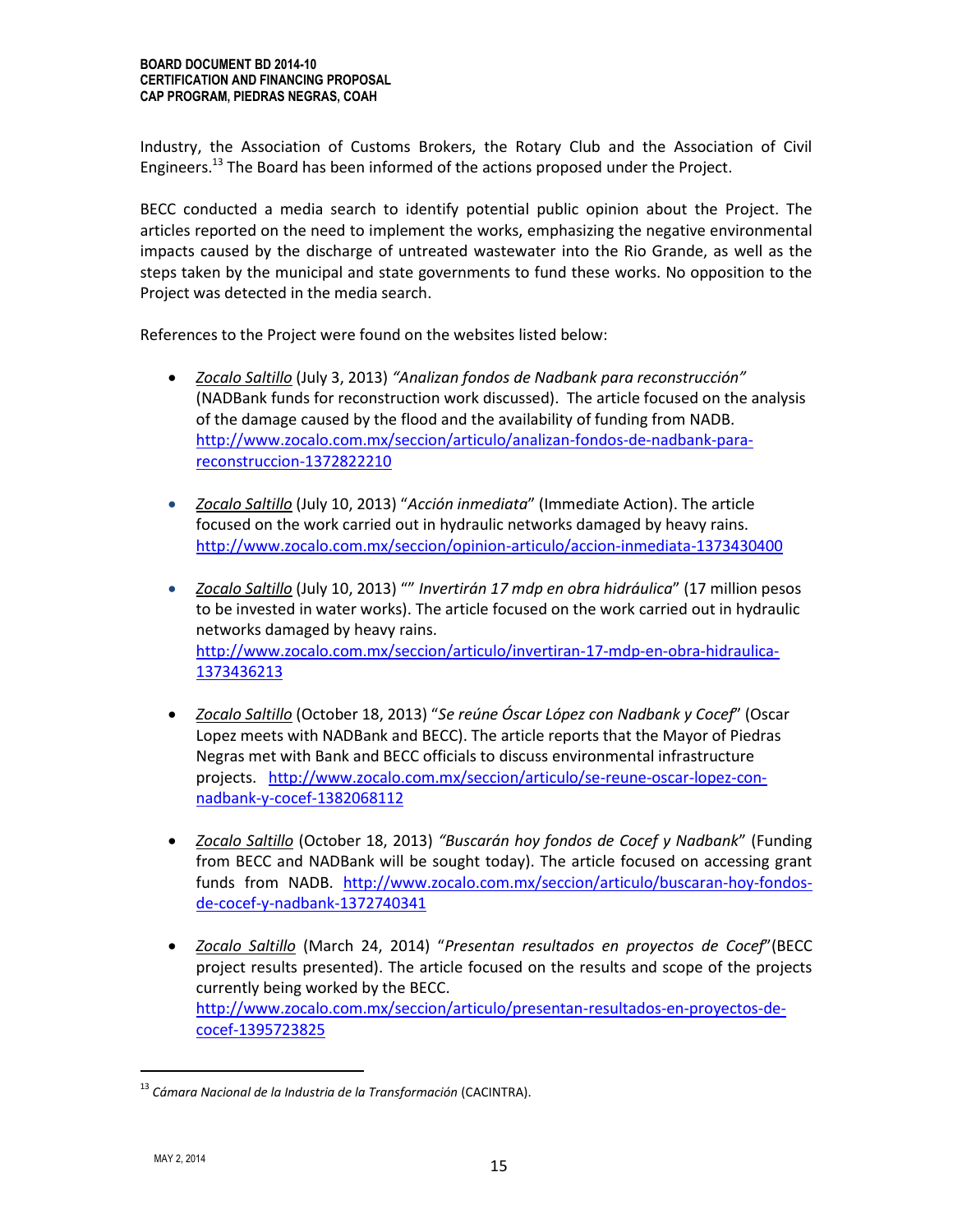Industry, the Association of Customs Brokers, the Rotary Club and the Association of Civil Engineers.[13] The Board has been informed of the actions proposed under the Project.

BECC conducted a media search to identify potential public opinion about the Project. The articles reported on the need to implement the works, emphasizing the negative environmental impacts caused by the discharge of untreated wastewater into the Rio Grande, as well as the steps taken by the municipal and state governments to fund these works. No opposition to the Project was detected in the media search.

References to the Project were found on the websites listed below:

- <u>*Zocalo Saltillo*</u> (July 3, 2013) *"Analizan fondos de Nadbank para reconstrucción"* (NADBank funds for reconstruction work discussed). The article focused on the analysis of the damage caused by the flood and the availability of funding from NADB. http://www.zocalo.com.mx/seccion/articulo/analizan-fondos-de-nadbank-para-reconstruccion-1372822210

- <u>*Zocalo Saltillo*</u> (July 10, 2013) "*Acción inmediata*" (Immediate Action). The article focused on the work carried out in hydraulic networks damaged by heavy rains. http://www.zocalo.com.mx/seccion/opinion-articulo/accion-inmediata-1373430400

- <u>*Zocalo Saltillo*</u> (July 10, 2013) "" *Invertirán 17 mdp en obra hidráulica*" (17 million pesos to be invested in water works). The article focused on the work carried out in hydraulic networks damaged by heavy rains. http://www.zocalo.com.mx/seccion/articulo/invertiran-17-mdp-en-obra-hidraulica-1373436213

- <u>*Zocalo Saltillo*</u> (October 18, 2013) "*Se reúne Óscar López con Nadbank y Cocef*" (Oscar Lopez meets with NADBank and BECC). The article reports that the Mayor of Piedras Negras met with Bank and BECC officials to discuss environmental infrastructure projects. http://www.zocalo.com.mx/seccion/articulo/se-reune-oscar-lopez-con-nadbank-y-cocef-1382068112

- <u>*Zocalo Saltillo*</u> (October 18, 2013) *"Buscarán hoy fondos de Cocef y Nadbank*" (Funding from BECC and NADBank will be sought today). The article focused on accessing grant funds from NADB. http://www.zocalo.com.mx/seccion/articulo/buscaran-hoy-fondos-de-cocef-y-nadbank-1372740341

- <u>*Zocalo Saltillo*</u> (March 24, 2014) "*Presentan resultados en proyectos de Cocef*"(BECC project results presented). The article focused on the results and scope of the projects currently being worked by the BECC. http://www.zocalo.com.mx/seccion/articulo/presentan-resultados-en-proyectos-de-cocef-1395723825

---

[13] *Cámara Nacional de la Industria de la Transformación* (CACINTRA).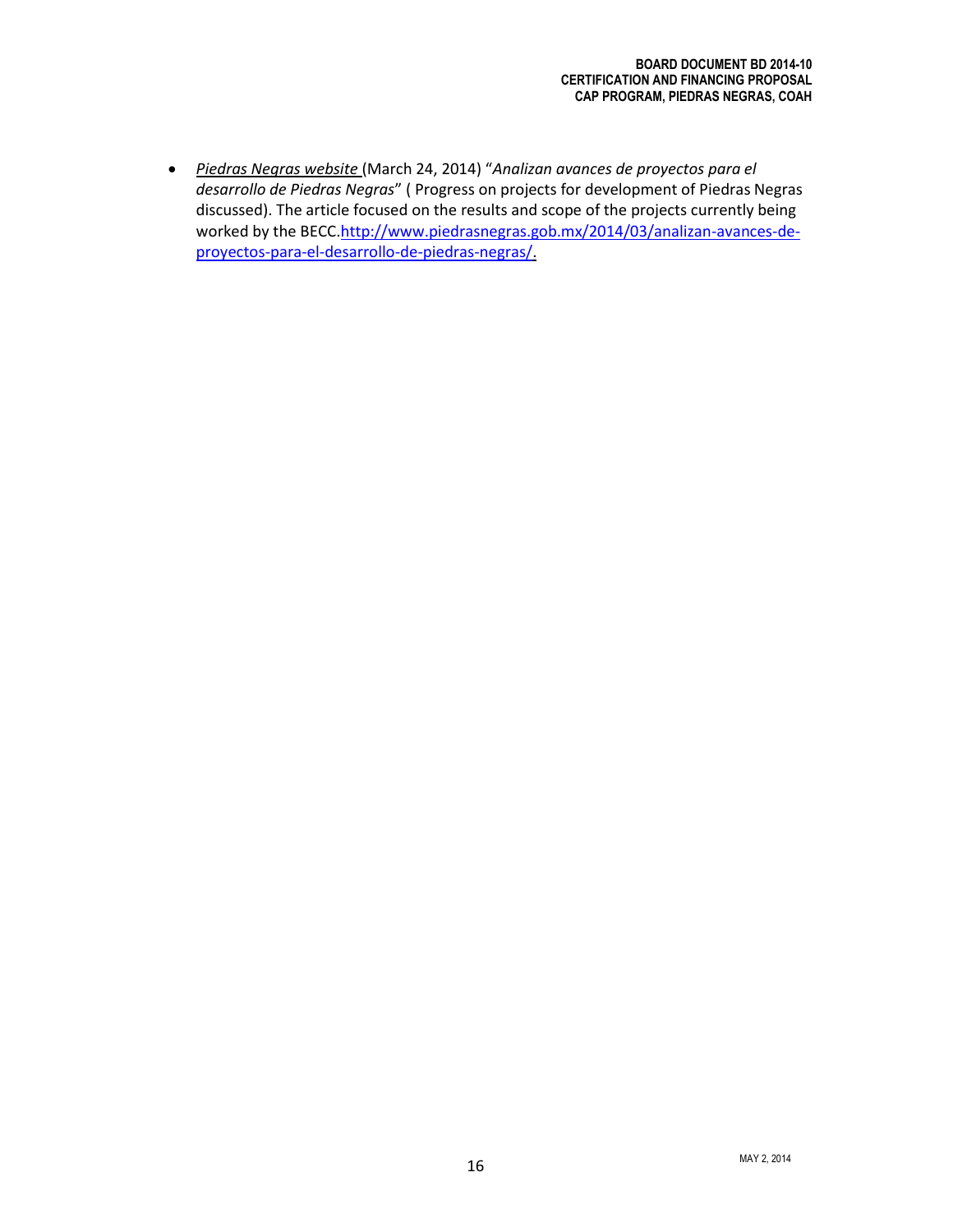- _Piedras Negras website_ (March 24, 2014) "*Analizan avances de proyectos para el desarrollo de Piedras Negras*" ( Progress on projects for development of Piedras Negras discussed). The article focused on the results and scope of the projects currently being worked by the BECC.[http://www.piedrasnegras.gob.mx/2014/03/analizan-avances-de-proyectos-para-el-desarrollo-de-piedras-negras/](http://www.piedrasnegras.gob.mx/2014/03/analizan-avances-de-proyectos-para-el-desarrollo-de-piedras-negras/).